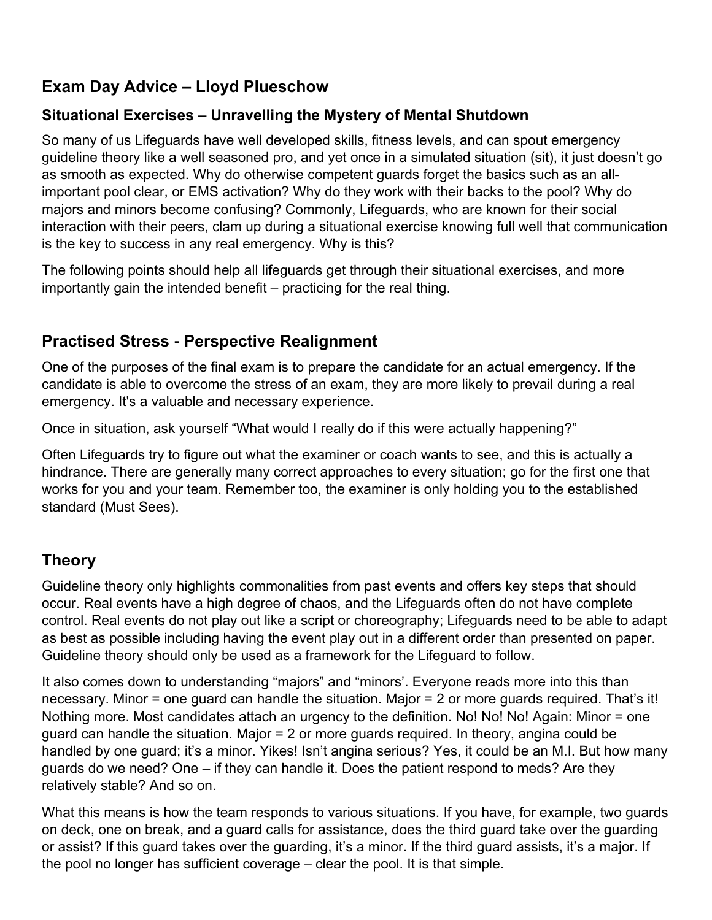## Exam Day Advice – Lloyd Plueschow

### Situational Exercises – Unravelling the Mystery of Mental Shutdown

So many of us Lifeguards have well developed skills, fitness levels, and can spout emergency guideline theory like a well seasoned pro, and yet once in a simulated situation (sit), it just doesn't go as smooth as expected. Why do otherwise competent guards forget the basics such as an all-important pool clear, or EMS activation? Why do they work with their backs to the pool? Why do majors and minors become confusing? Commonly, Lifeguards, who are known for their social interaction with their peers, clam up during a situational exercise knowing full well that communication is the key to success in any real emergency. Why is this?

The following points should help all lifeguards get through their situational exercises, and more importantly gain the intended benefit – practicing for the real thing.

## Practised Stress - Perspective Realignment

One of the purposes of the final exam is to prepare the candidate for an actual emergency. If the candidate is able to overcome the stress of an exam, they are more likely to prevail during a real emergency. It's a valuable and necessary experience.

Once in situation, ask yourself "What would I really do if this were actually happening?"

Often Lifeguards try to figure out what the examiner or coach wants to see, and this is actually a hindrance. There are generally many correct approaches to every situation; go for the first one that works for you and your team. Remember too, the examiner is only holding you to the established standard (Must Sees).

## Theory

Guideline theory only highlights commonalities from past events and offers key steps that should occur. Real events have a high degree of chaos, and the Lifeguards often do not have complete control. Real events do not play out like a script or choreography; Lifeguards need to be able to adapt as best as possible including having the event play out in a different order than presented on paper. Guideline theory should only be used as a framework for the Lifeguard to follow.

It also comes down to understanding "majors" and "minors'. Everyone reads more into this than necessary. Minor = one guard can handle the situation. Major = 2 or more guards required. That's it! Nothing more. Most candidates attach an urgency to the definition. No! No! No! Again: Minor = one guard can handle the situation. Major = 2 or more guards required. In theory, angina could be handled by one guard; it's a minor. Yikes! Isn't angina serious? Yes, it could be an M.I. But how many guards do we need? One – if they can handle it. Does the patient respond to meds? Are they relatively stable? And so on.

What this means is how the team responds to various situations. If you have, for example, two guards on deck, one on break, and a guard calls for assistance, does the third guard take over the guarding or assist? If this guard takes over the guarding, it's a minor. If the third guard assists, it's a major. If the pool no longer has sufficient coverage – clear the pool. It is that simple.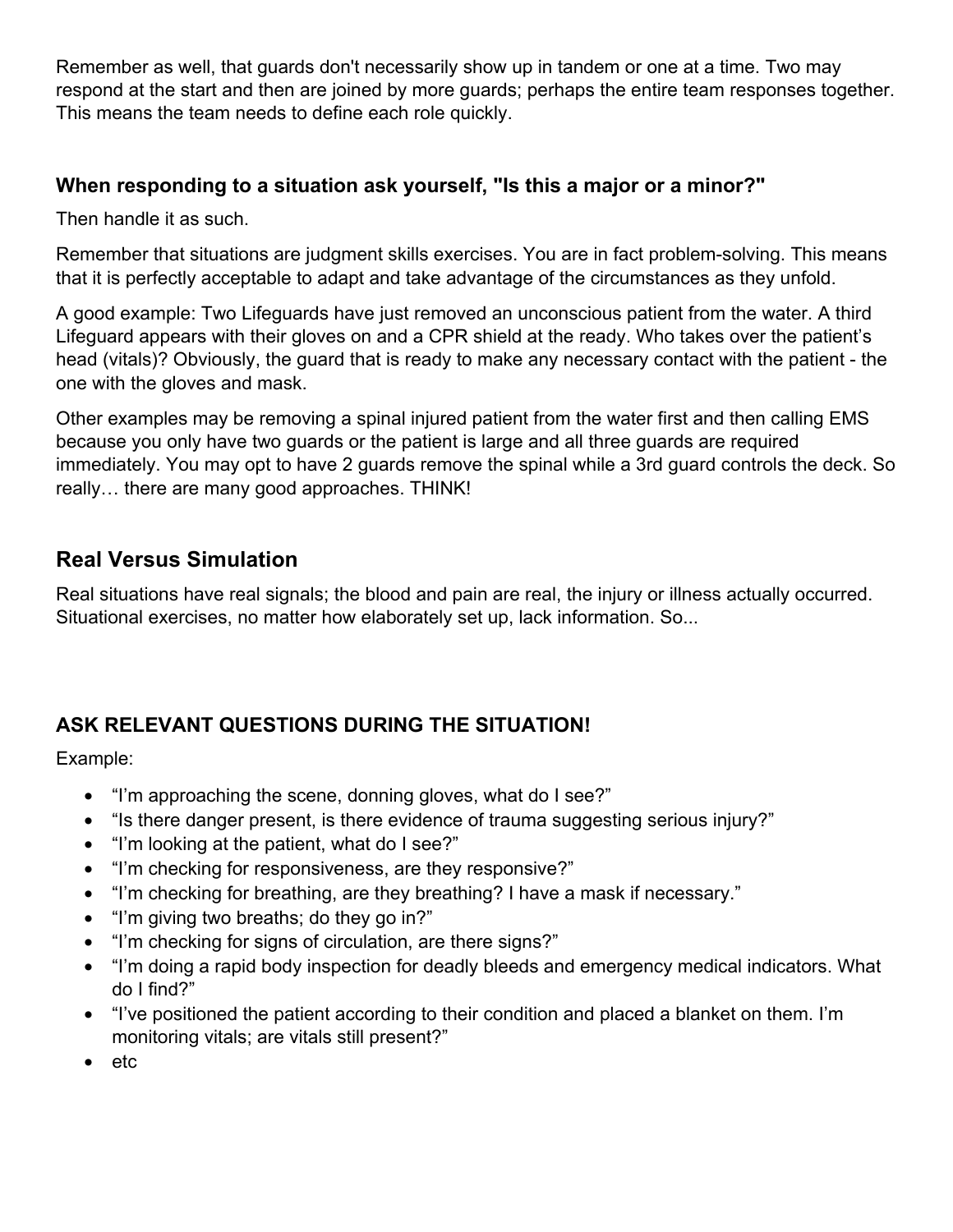Remember as well, that guards don't necessarily show up in tandem or one at a time. Two may respond at the start and then are joined by more guards; perhaps the entire team responses together. This means the team needs to define each role quickly.

### When responding to a situation ask yourself, "Is this a major or a minor?"

Then handle it as such.

Remember that situations are judgment skills exercises. You are in fact problem-solving. This means that it is perfectly acceptable to adapt and take advantage of the circumstances as they unfold.

A good example: Two Lifeguards have just removed an unconscious patient from the water. A third Lifeguard appears with their gloves on and a CPR shield at the ready. Who takes over the patient's head (vitals)? Obviously, the guard that is ready to make any necessary contact with the patient - the one with the gloves and mask.

Other examples may be removing a spinal injured patient from the water first and then calling EMS because you only have two guards or the patient is large and all three guards are required immediately. You may opt to have 2 guards remove the spinal while a 3rd guard controls the deck. So really… there are many good approaches. THINK!

## Real Versus Simulation

Real situations have real signals; the blood and pain are real, the injury or illness actually occurred. Situational exercises, no matter how elaborately set up, lack information. So...

### ASK RELEVANT QUESTIONS DURING THE SITUATION!

Example:

- "I'm approaching the scene, donning gloves, what do I see?"
- "Is there danger present, is there evidence of trauma suggesting serious injury?"
- "I'm looking at the patient, what do I see?"
- "I'm checking for responsiveness, are they responsive?"
- "I'm checking for breathing, are they breathing? I have a mask if necessary."
- "I'm giving two breaths; do they go in?"
- "I'm checking for signs of circulation, are there signs?"
- "I'm doing a rapid body inspection for deadly bleeds and emergency medical indicators. What do I find?"
- "I've positioned the patient according to their condition and placed a blanket on them. I'm monitoring vitals; are vitals still present?"
- etc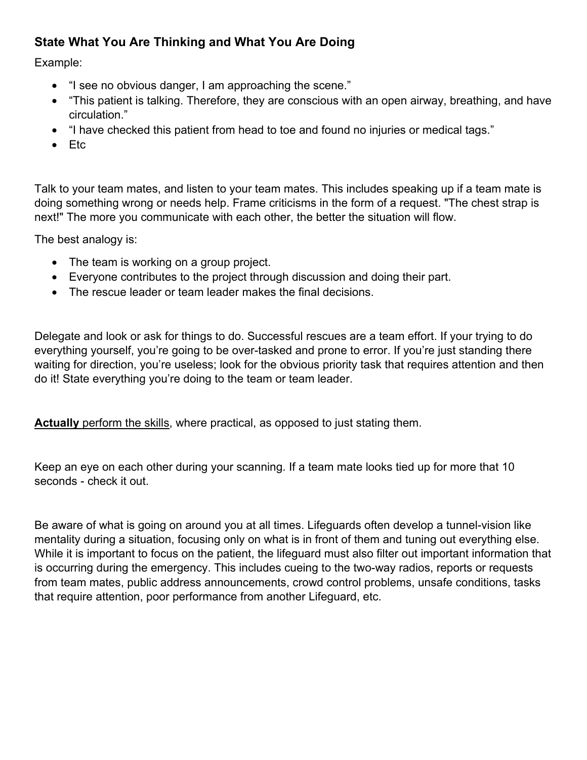### State What You Are Thinking and What You Are Doing

Example:

- "I see no obvious danger, I am approaching the scene."
- "This patient is talking. Therefore, they are conscious with an open airway, breathing, and have circulation."
- "I have checked this patient from head to toe and found no injuries or medical tags."
- Etc

Talk to your team mates, and listen to your team mates. This includes speaking up if a team mate is doing something wrong or needs help. Frame criticisms in the form of a request. "The chest strap is next!" The more you communicate with each other, the better the situation will flow.

The best analogy is:

- The team is working on a group project.
- Everyone contributes to the project through discussion and doing their part.
- The rescue leader or team leader makes the final decisions.

Delegate and look or ask for things to do. Successful rescues are a team effort. If your trying to do everything yourself, you're going to be over-tasked and prone to error. If you're just standing there waiting for direction, you're useless; look for the obvious priority task that requires attention and then do it! State everything you're doing to the team or team leader.

<u>**Actually** perform the skills</u>, where practical, as opposed to just stating them.

Keep an eye on each other during your scanning. If a team mate looks tied up for more that 10 seconds - check it out.

Be aware of what is going on around you at all times. Lifeguards often develop a tunnel-vision like mentality during a situation, focusing only on what is in front of them and tuning out everything else. While it is important to focus on the patient, the lifeguard must also filter out important information that is occurring during the emergency. This includes cueing to the two-way radios, reports or requests from team mates, public address announcements, crowd control problems, unsafe conditions, tasks that require attention, poor performance from another Lifeguard, etc.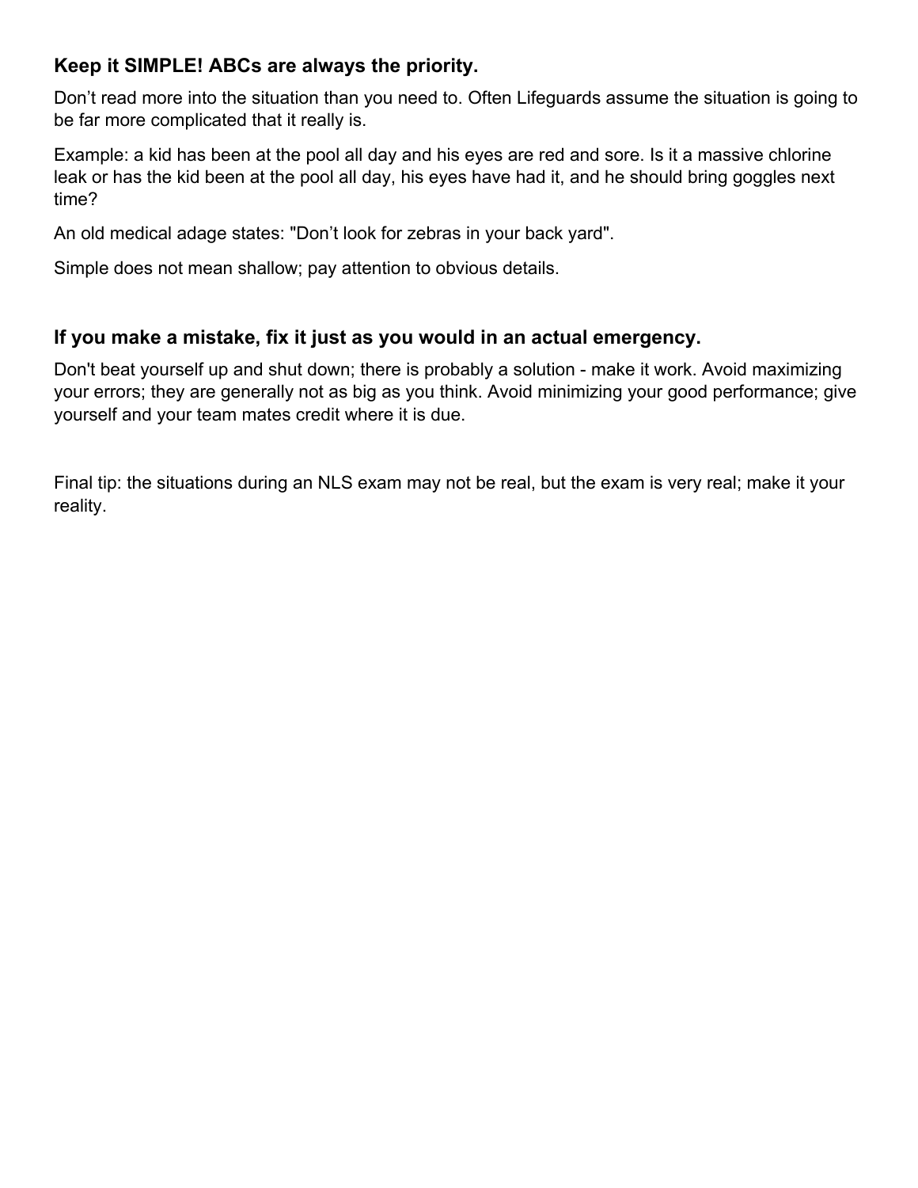### Keep it SIMPLE! ABCs are always the priority.

Don’t read more into the situation than you need to. Often Lifeguards assume the situation is going to be far more complicated that it really is.

Example: a kid has been at the pool all day and his eyes are red and sore. Is it a massive chlorine leak or has the kid been at the pool all day, his eyes have had it, and he should bring goggles next time?

An old medical adage states: "Don’t look for zebras in your back yard".

Simple does not mean shallow; pay attention to obvious details.

### If you make a mistake, fix it just as you would in an actual emergency.

Don't beat yourself up and shut down; there is probably a solution - make it work. Avoid maximizing your errors; they are generally not as big as you think. Avoid minimizing your good performance; give yourself and your team mates credit where it is due.

Final tip: the situations during an NLS exam may not be real, but the exam is very real; make it your reality.